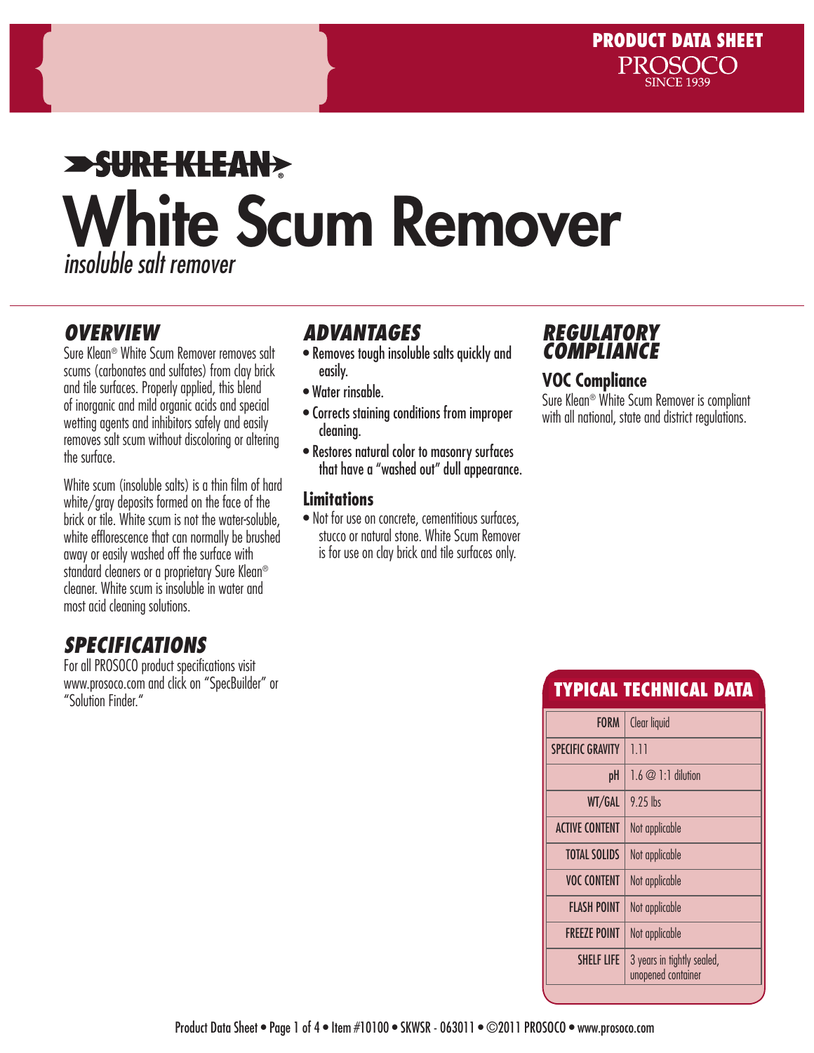PRODUCT DATA SHEET
PROSOCO
SINCE 1939

SURE KLEAN®

# White Scum Remover

*insoluble salt remover*

## OVERVIEW

Sure Klean® White Scum Remover removes salt scums (carbonates and sulfates) from clay brick and tile surfaces. Properly applied, this blend of inorganic and mild organic acids and special wetting agents and inhibitors safely and easily removes salt scum without discoloring or altering the surface.

White scum (insoluble salts) is a thin film of hard white/gray deposits formed on the face of the brick or tile. White scum is not the water-soluble, white efflorescence that can normally be brushed away or easily washed off the surface with standard cleaners or a proprietary Sure Klean® cleaner. White scum is insoluble in water and most acid cleaning solutions.

## SPECIFICATIONS

For all PROSOCO product specifications visit www.prosoco.com and click on "SpecBuilder" or "Solution Finder."

## ADVANTAGES

- Removes tough insoluble salts quickly and easily.
- Water rinsable.
- Corrects staining conditions from improper cleaning.
- Restores natural color to masonry surfaces that have a "washed out" dull appearance.

### Limitations

- Not for use on concrete, cementitious surfaces, stucco or natural stone. White Scum Remover is for use on clay brick and tile surfaces only.

## REGULATORY COMPLIANCE

### VOC Compliance

Sure Klean® White Scum Remover is compliant with all national, state and district regulations.

## TYPICAL TECHNICAL DATA

| | |
|---|---|
| FORM | Clear liquid |
| SPECIFIC GRAVITY | 1.11 |
| pH | 1.6 @ 1:1 dilution |
| WT/GAL | 9.25 lbs |
| ACTIVE CONTENT | Not applicable |
| TOTAL SOLIDS | Not applicable |
| VOC CONTENT | Not applicable |
| FLASH POINT | Not applicable |
| FREEZE POINT | Not applicable |
| SHELF LIFE | 3 years in tightly sealed, unopened container |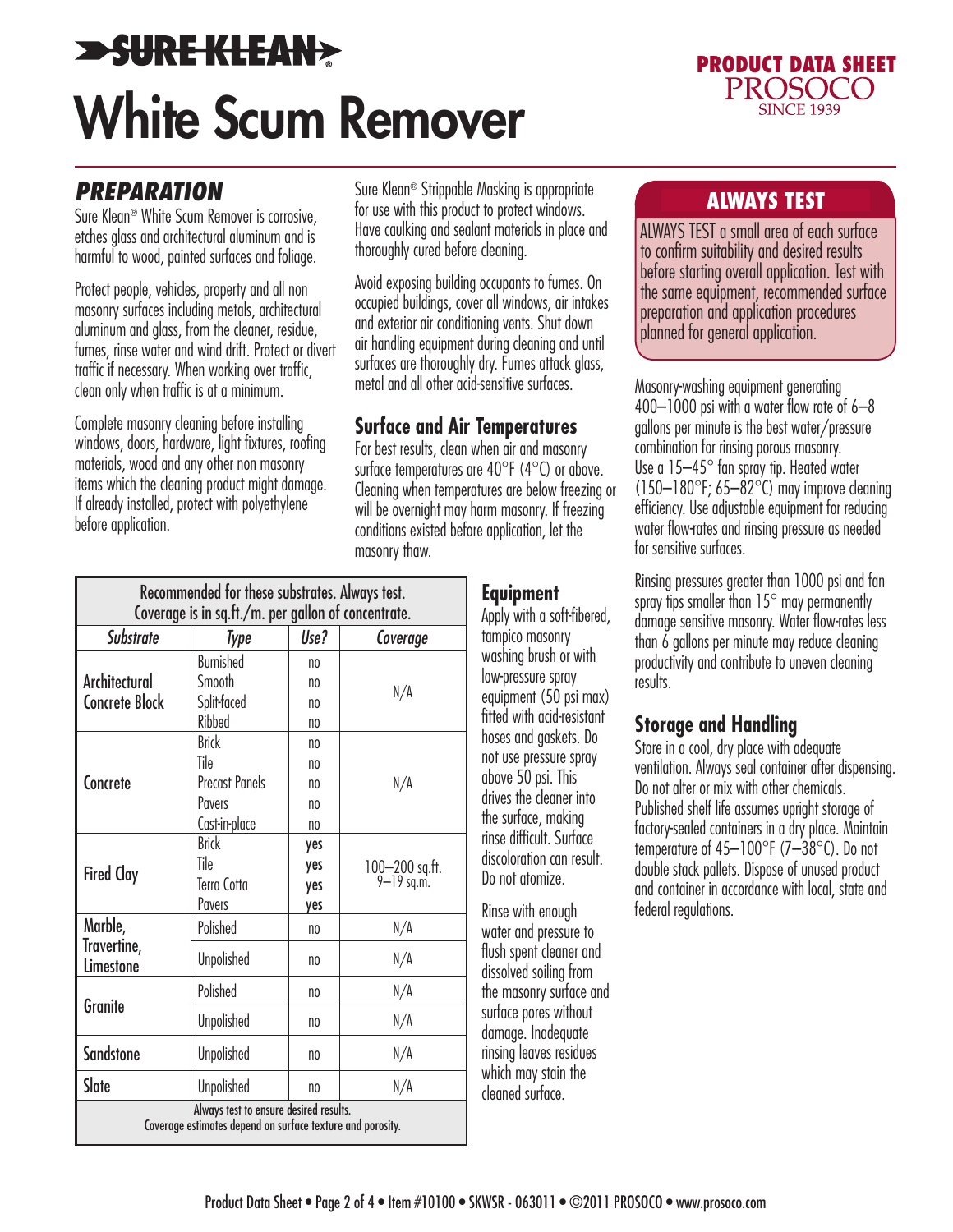# SURE KLEAN®

# White Scum Remover

PRODUCT DATA SHEET
PROSOCO
SINCE 1939

## PREPARATION

Sure Klean® White Scum Remover is corrosive, etches glass and architectural aluminum and is harmful to wood, painted surfaces and foliage.

Protect people, vehicles, property and all non masonry surfaces including metals, architectural aluminum and glass, from the cleaner, residue, fumes, rinse water and wind drift. Protect or divert traffic if necessary. When working over traffic, clean only when traffic is at a minimum.

Complete masonry cleaning before installing windows, doors, hardware, light fixtures, roofing materials, wood and any other non masonry items which the cleaning product might damage. If already installed, protect with polyethylene before application.

Sure Klean® Strippable Masking is appropriate for use with this product to protect windows. Have caulking and sealant materials in place and thoroughly cured before cleaning.

Avoid exposing building occupants to fumes. On occupied buildings, cover all windows, air intakes and exterior air conditioning vents. Shut down air handling equipment during cleaning and until surfaces are thoroughly dry. Fumes attack glass, metal and all other acid-sensitive surfaces.

### Surface and Air Temperatures

For best results, clean when air and masonry surface temperatures are 40°F (4°C) or above. Cleaning when temperatures are below freezing or will be overnight may harm masonry. If freezing conditions existed before application, let the masonry thaw.

| Recommended for these substrates. Always test. Coverage is in sq.ft./m. per gallon of concentrate. | | | |
|---|---|---|---|
| *Substrate* | *Type* | *Use?* | *Coverage* |
| Architectural Concrete Block | Burnished | no | N/A |
| | Smooth | no | |
| | Split-faced | no | |
| | Ribbed | no | |
| Concrete | Brick | no | N/A |
| | Tile | no | |
| | Precast Panels | no | |
| | Pavers | no | |
| | Cast-in-place | no | |
| Fired Clay | Brick | yes | 100–200 sq.ft. 9–19 sq.m. |
| | Tile | yes | |
| | Terra Cotta | yes | |
| | Pavers | yes | |
| Marble, Travertine, Limestone | Polished | no | N/A |
| | Unpolished | no | N/A |
| Granite | Polished | no | N/A |
| | Unpolished | no | N/A |
| Sandstone | Unpolished | no | N/A |
| Slate | Unpolished | no | N/A |

Always test to ensure desired results.
Coverage estimates depend on surface texture and porosity.

### Equipment

Apply with a soft-fibered, tampico masonry washing brush or with low-pressure spray equipment (50 psi max) fitted with acid-resistant hoses and gaskets. Do not use pressure spray above 50 psi. This drives the cleaner into the surface, making rinse difficult. Surface discoloration can result. Do not atomize.

Rinse with enough water and pressure to flush spent cleaner and dissolved soiling from the masonry surface and surface pores without damage. Inadequate rinsing leaves residues which may stain the cleaned surface.

## ALWAYS TEST

ALWAYS TEST a small area of each surface to confirm suitability and desired results before starting overall application. Test with the same equipment, recommended surface preparation and application procedures planned for general application.

Masonry-washing equipment generating 400–1000 psi with a water flow rate of 6–8 gallons per minute is the best water/pressure combination for rinsing porous masonry. Use a 15–45° fan spray tip. Heated water (150–180°F; 65–82°C) may improve cleaning efficiency. Use adjustable equipment for reducing water flow-rates and rinsing pressure as needed for sensitive surfaces.

Rinsing pressures greater than 1000 psi and fan spray tips smaller than 15° may permanently damage sensitive masonry. Water flow-rates less than 6 gallons per minute may reduce cleaning productivity and contribute to uneven cleaning results.

### Storage and Handling

Store in a cool, dry place with adequate ventilation. Always seal container after dispensing. Do not alter or mix with other chemicals. Published shelf life assumes upright storage of factory-sealed containers in a dry place. Maintain temperature of 45–100°F (7–38°C). Do not double stack pallets. Dispose of unused product and container in accordance with local, state and federal regulations.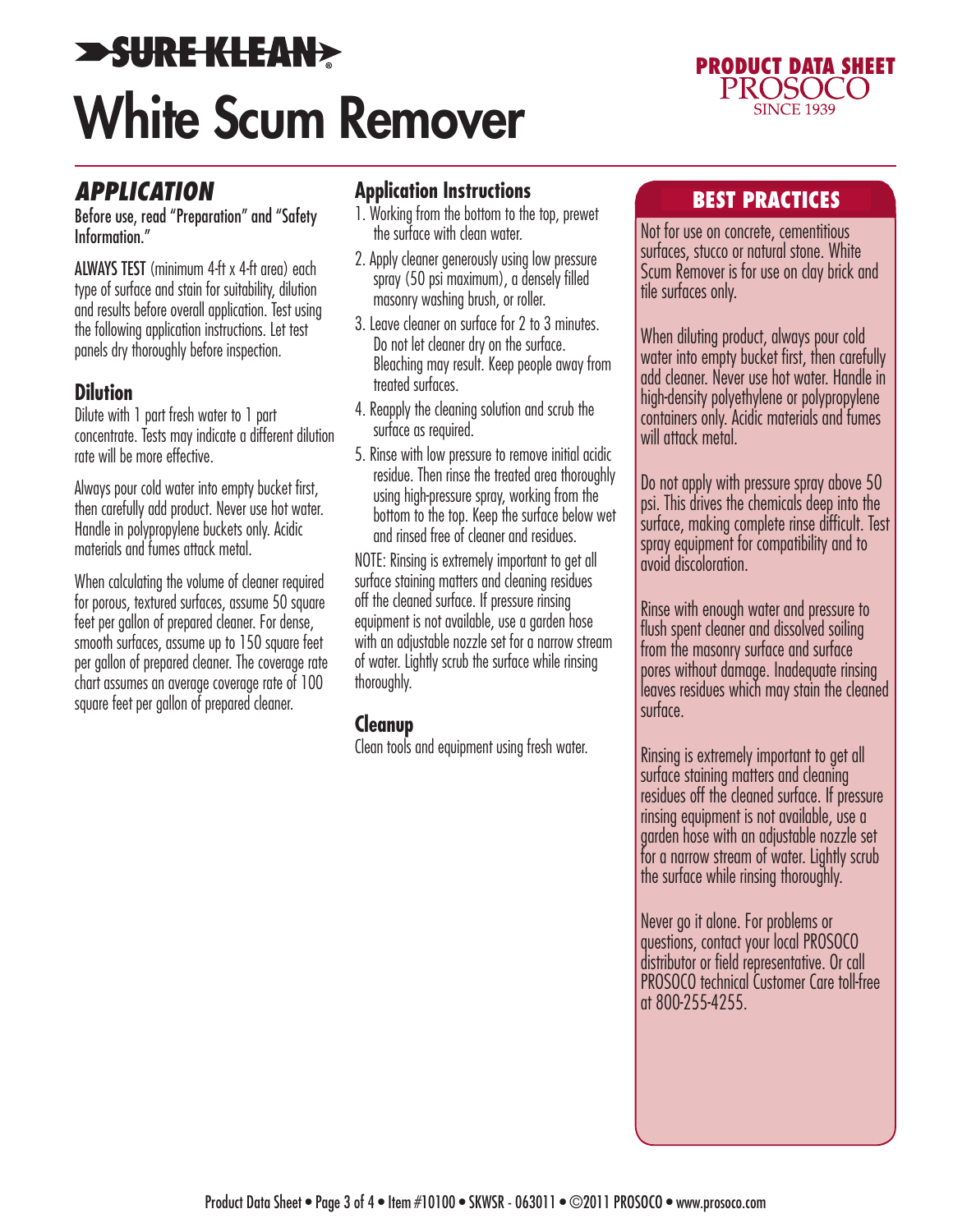# SURE KLEAN® White Scum Remover

PRODUCT DATA SHEET
PROSOCO
SINCE 1939

## APPLICATION

Before use, read "Preparation" and "Safety Information."

ALWAYS TEST (minimum 4-ft x 4-ft area) each type of surface and stain for suitability, dilution and results before overall application. Test using the following application instructions. Let test panels dry thoroughly before inspection.

### Dilution

Dilute with 1 part fresh water to 1 part concentrate. Tests may indicate a different dilution rate will be more effective.

Always pour cold water into empty bucket first, then carefully add product. Never use hot water. Handle in polypropylene buckets only. Acidic materials and fumes attack metal.

When calculating the volume of cleaner required for porous, textured surfaces, assume 50 square feet per gallon of prepared cleaner. For dense, smooth surfaces, assume up to 150 square feet per gallon of prepared cleaner. The coverage rate chart assumes an average coverage rate of 100 square feet per gallon of prepared cleaner.

### Application Instructions

1. Working from the bottom to the top, prewet the surface with clean water.
2. Apply cleaner generously using low pressure spray (50 psi maximum), a densely filled masonry washing brush, or roller.
3. Leave cleaner on surface for 2 to 3 minutes. Do not let cleaner dry on the surface. Bleaching may result. Keep people away from treated surfaces.
4. Reapply the cleaning solution and scrub the surface as required.
5. Rinse with low pressure to remove initial acidic residue. Then rinse the treated area thoroughly using high-pressure spray, working from the bottom to the top. Keep the surface below wet and rinsed free of cleaner and residues.

NOTE: Rinsing is extremely important to get all surface staining matters and cleaning residues off the cleaned surface. If pressure rinsing equipment is not available, use a garden hose with an adjustable nozzle set for a narrow stream of water. Lightly scrub the surface while rinsing thoroughly.

### Cleanup

Clean tools and equipment using fresh water.

## BEST PRACTICES

Not for use on concrete, cementitious surfaces, stucco or natural stone. White Scum Remover is for use on clay brick and tile surfaces only.

When diluting product, always pour cold water into empty bucket first, then carefully add cleaner. Never use hot water. Handle in high-density polyethylene or polypropylene containers only. Acidic materials and fumes will attack metal.

Do not apply with pressure spray above 50 psi. This drives the chemicals deep into the surface, making complete rinse difficult. Test spray equipment for compatibility and to avoid discoloration.

Rinse with enough water and pressure to flush spent cleaner and dissolved soiling from the masonry surface and surface pores without damage. Inadequate rinsing leaves residues which may stain the cleaned surface.

Rinsing is extremely important to get all surface staining matters and cleaning residues off the cleaned surface. If pressure rinsing equipment is not available, use a garden hose with an adjustable nozzle set for a narrow stream of water. Lightly scrub the surface while rinsing thoroughly.

Never go it alone. For problems or questions, contact your local PROSOCO distributor or field representative. Or call PROSOCO technical Customer Care toll-free at 800-255-4255.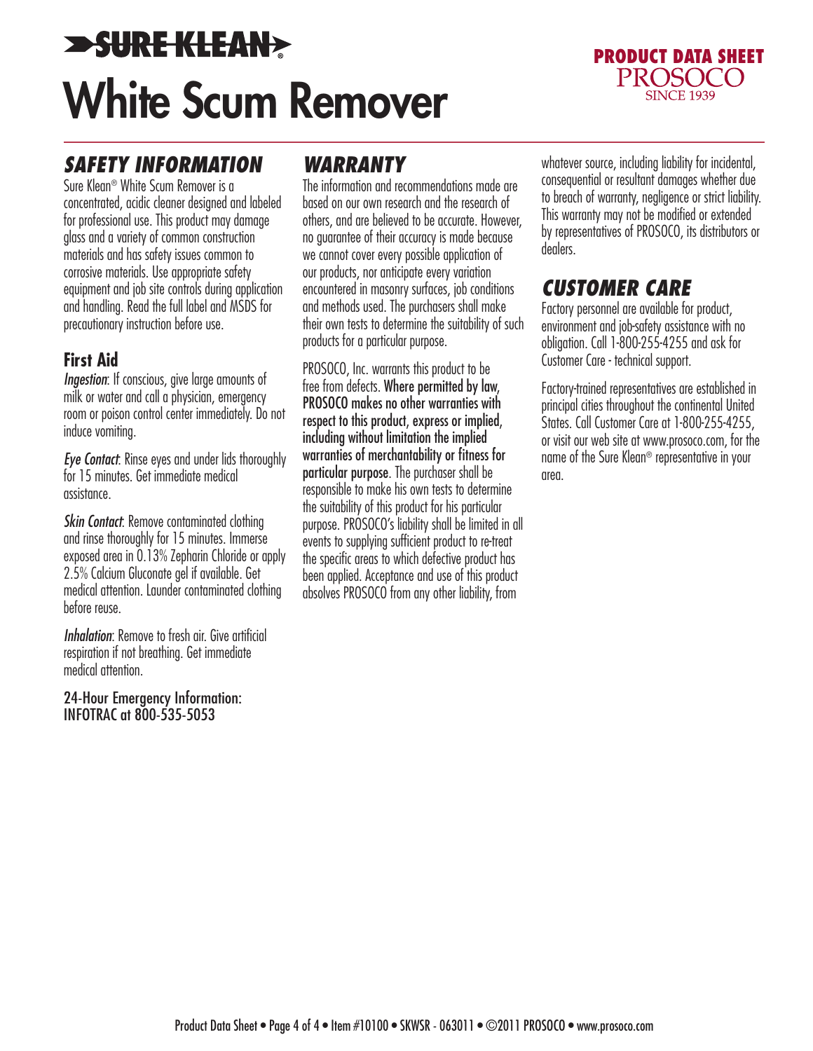# SURE KLEAN®

# White Scum Remover

**PRODUCT DATA SHEET**
PROSOCO
SINCE 1939

## SAFETY INFORMATION

Sure Klean® White Scum Remover is a concentrated, acidic cleaner designed and labeled for professional use. This product may damage glass and a variety of common construction materials and has safety issues common to corrosive materials. Use appropriate safety equipment and job site controls during application and handling. Read the full label and MSDS for precautionary instruction before use.

### First Aid

*Ingestion*: If conscious, give large amounts of milk or water and call a physician, emergency room or poison control center immediately. Do not induce vomiting.

*Eye Contact*: Rinse eyes and under lids thoroughly for 15 minutes. Get immediate medical assistance.

*Skin Contact*: Remove contaminated clothing and rinse thoroughly for 15 minutes. Immerse exposed area in 0.13% Zepharin Chloride or apply 2.5% Calcium Gluconate gel if available. Get medical attention. Launder contaminated clothing before reuse.

*Inhalation*: Remove to fresh air. Give artificial respiration if not breathing. Get immediate medical attention.

24-Hour Emergency Information:
INFOTRAC at 800-535-5053

## WARRANTY

The information and recommendations made are based on our own research and the research of others, and are believed to be accurate. However, no guarantee of their accuracy is made because we cannot cover every possible application of our products, nor anticipate every variation encountered in masonry surfaces, job conditions and methods used. The purchasers shall make their own tests to determine the suitability of such products for a particular purpose.

PROSOCO, Inc. warrants this product to be free from defects. **Where permitted by law, PROSOCO makes no other warranties with respect to this product, express or implied, including without limitation the implied warranties of merchantability or fitness for particular purpose**. The purchaser shall be responsible to make his own tests to determine the suitability of this product for his particular purpose. PROSOCO's liability shall be limited in all events to supplying sufficient product to re-treat the specific areas to which defective product has been applied. Acceptance and use of this product absolves PROSOCO from any other liability, from whatever source, including liability for incidental, consequential or resultant damages whether due to breach of warranty, negligence or strict liability. This warranty may not be modified or extended by representatives of PROSOCO, its distributors or dealers.

## CUSTOMER CARE

Factory personnel are available for product, environment and job-safety assistance with no obligation. Call 1-800-255-4255 and ask for Customer Care - technical support.

Factory-trained representatives are established in principal cities throughout the continental United States. Call Customer Care at 1-800-255-4255, or visit our web site at www.prosoco.com, for the name of the Sure Klean® representative in your area.